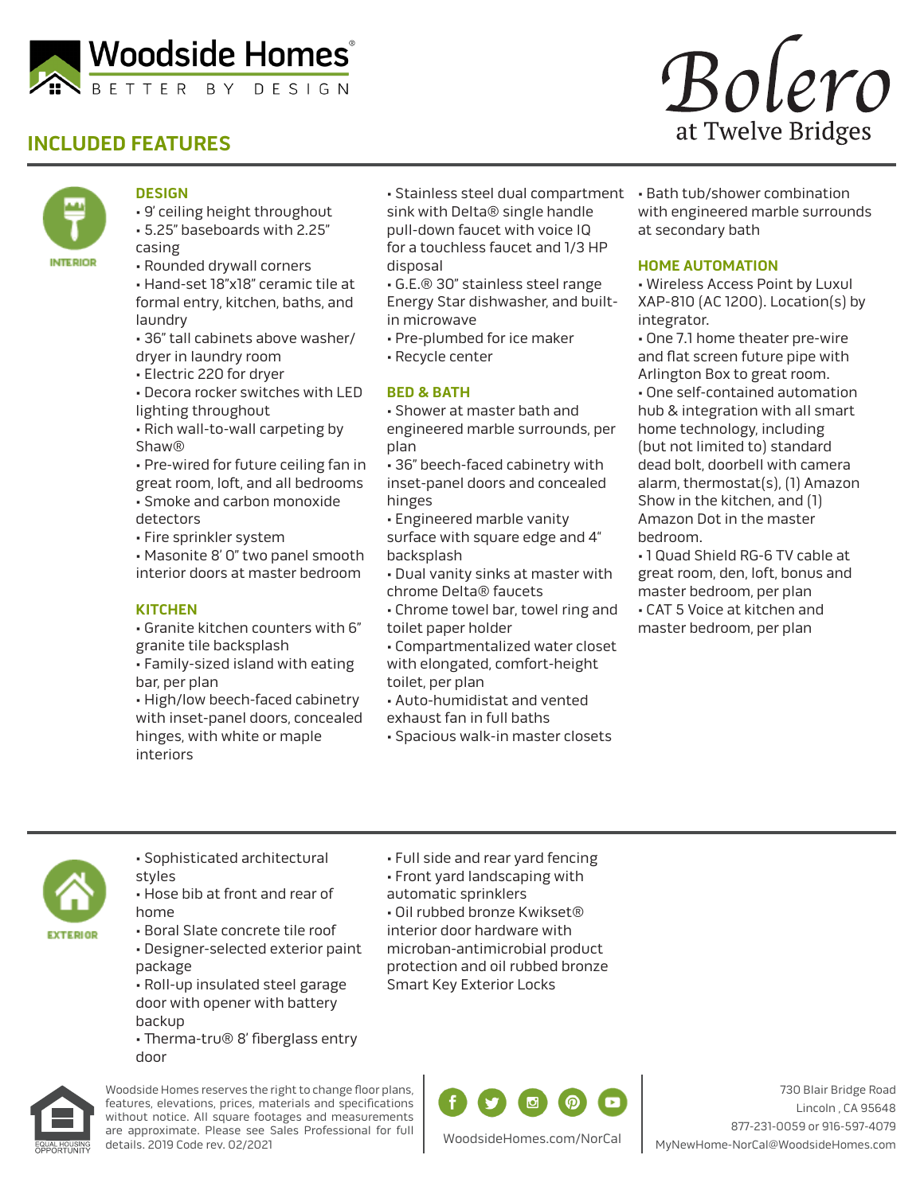# Woodside Homes

BETTER BY DESIGN

# Bolero at Twelve Bridges

## INCLUDED FEATURES

INTERIOR

### DESIGN

- 9' ceiling height throughout
- 5.25" baseboards with 2.25" casing
- Rounded drywall corners
- Hand-set 18"x18" ceramic tile at formal entry, kitchen, baths, and laundry
- 36" tall cabinets above washer/ dryer in laundry room
- Electric 220 for dryer
- Decora rocker switches with LED lighting throughout
- Rich wall-to-wall carpeting by Shaw®
- Pre-wired for future ceiling fan in great room, loft, and all bedrooms
- Smoke and carbon monoxide detectors
- Fire sprinkler system
- Masonite 8' 0" two panel smooth interior doors at master bedroom

### KITCHEN

- Granite kitchen counters with 6" granite tile backsplash
- Family-sized island with eating bar, per plan
- High/low beech-faced cabinetry with inset-panel doors, concealed hinges, with white or maple interiors
- Stainless steel dual compartment sink with Delta® single handle pull-down faucet with voice IQ for a touchless faucet and 1/3 HP disposal
- G.E.® 30" stainless steel range Energy Star dishwasher, and built-in microwave
- Pre-plumbed for ice maker
- Recycle center

### BED & BATH

- Shower at master bath and engineered marble surrounds, per plan
- 36" beech-faced cabinetry with inset-panel doors and concealed hinges
- Engineered marble vanity surface with square edge and 4" backsplash
- Dual vanity sinks at master with chrome Delta® faucets
- Chrome towel bar, towel ring and toilet paper holder
- Compartmentalized water closet with elongated, comfort-height toilet, per plan
- Auto-humidistat and vented exhaust fan in full baths
- Spacious walk-in master closets
- Bath tub/shower combination with engineered marble surrounds at secondary bath

### HOME AUTOMATION

- Wireless Access Point by Luxul XAP-810 (AC 1200). Location(s) by integrator.
- One 7.1 home theater pre-wire and flat screen future pipe with Arlington Box to great room.
- One self-contained automation hub & integration with all smart home technology, including (but not limited to) standard dead bolt, doorbell with camera alarm, thermostat(s), (1) Amazon Show in the kitchen, and (1) Amazon Dot in the master bedroom.
- 1 Quad Shield RG-6 TV cable at great room, den, loft, bonus and master bedroom, per plan
- CAT 5 Voice at kitchen and master bedroom, per plan

EXTERIOR

- Sophisticated architectural styles
- Hose bib at front and rear of home
- Boral Slate concrete tile roof
- Designer-selected exterior paint package
- Roll-up insulated steel garage door with opener with battery backup
- Therma-tru® 8' fiberglass entry door
- Full side and rear yard fencing
- Front yard landscaping with automatic sprinklers
- Oil rubbed bronze Kwikset® interior door hardware with microban-antimicrobial product protection and oil rubbed bronze Smart Key Exterior Locks

EQUAL HOUSING OPPORTUNITY

Woodside Homes reserves the right to change floor plans, features, elevations, prices, materials and specifications without notice. All square footages and measurements are approximate. Please see Sales Professional for full details. 2019 Code rev. 02/2021

WoodsideHomes.com/NorCal

730 Blair Bridge Road
Lincoln , CA 95648
877-231-0059 or 916-597-4079
MyNewHome-NorCal@WoodsideHomes.com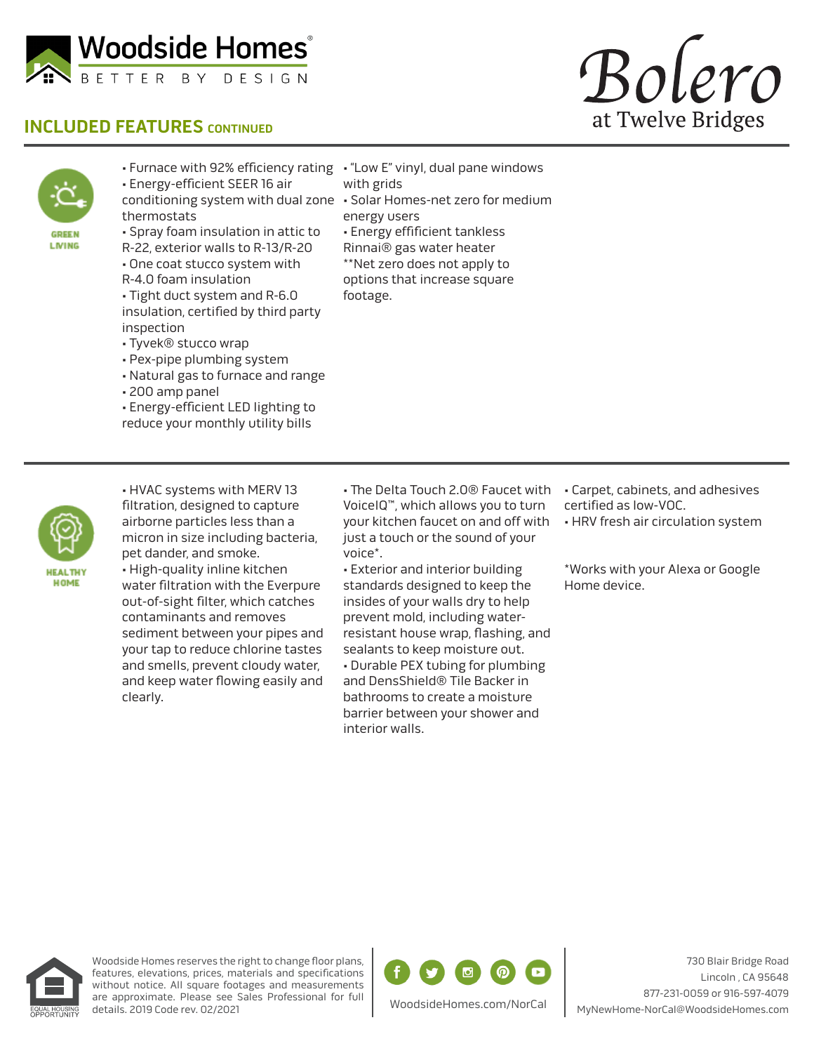Woodside Homes
BETTER BY DESIGN

# Bolero
at Twelve Bridges

## INCLUDED FEATURES CONTINUED

GREEN LIVING

- Furnace with 92% efficiency rating
- Energy-efficient SEER 16 air conditioning system with dual zone thermostats
- Spray foam insulation in attic to R-22, exterior walls to R-13/R-20
- One coat stucco system with R-4.0 foam insulation
- Tight duct system and R-6.0 insulation, certified by third party inspection
- Tyvek® stucco wrap
- Pex-pipe plumbing system
- Natural gas to furnace and range
- 200 amp panel
- Energy-efficient LED lighting to reduce your monthly utility bills
- "Low E" vinyl, dual pane windows with grids
- Solar Homes-net zero for medium energy users
- Energy efficient tankless Rinnai® gas water heater

**Net zero does not apply to options that increase square footage.

HEALTHY HOME

- HVAC systems with MERV 13 filtration, designed to capture airborne particles less than a micron in size including bacteria, pet dander, and smoke.
- High-quality inline kitchen water filtration with the Everpure out-of-sight filter, which catches contaminants and removes sediment between your pipes and your tap to reduce chlorine tastes and smells, prevent cloudy water, and keep water flowing easily and clearly.
- The Delta Touch 2.0® Faucet with VoiceIQ™, which allows you to turn your kitchen faucet on and off with just a touch or the sound of your voice*.
- Exterior and interior building standards designed to keep the insides of your walls dry to help prevent mold, including water-resistant house wrap, flashing, and sealants to keep moisture out.
- Durable PEX tubing for plumbing and DensShield® Tile Backer in bathrooms to create a moisture barrier between your shower and interior walls.
- Carpet, cabinets, and adhesives certified as low-VOC.
- HRV fresh air circulation system

*Works with your Alexa or Google Home device.

Woodside Homes reserves the right to change floor plans, features, elevations, prices, materials and specifications without notice. All square footages and measurements are approximate. Please see Sales Professional for full details. 2019 Code rev. 02/2021

EQUAL HOUSING OPPORTUNITY

WoodsideHomes.com/NorCal

730 Blair Bridge Road
Lincoln , CA 95648
877-231-0059 or 916-597-4079
MyNewHome-NorCal@WoodsideHomes.com